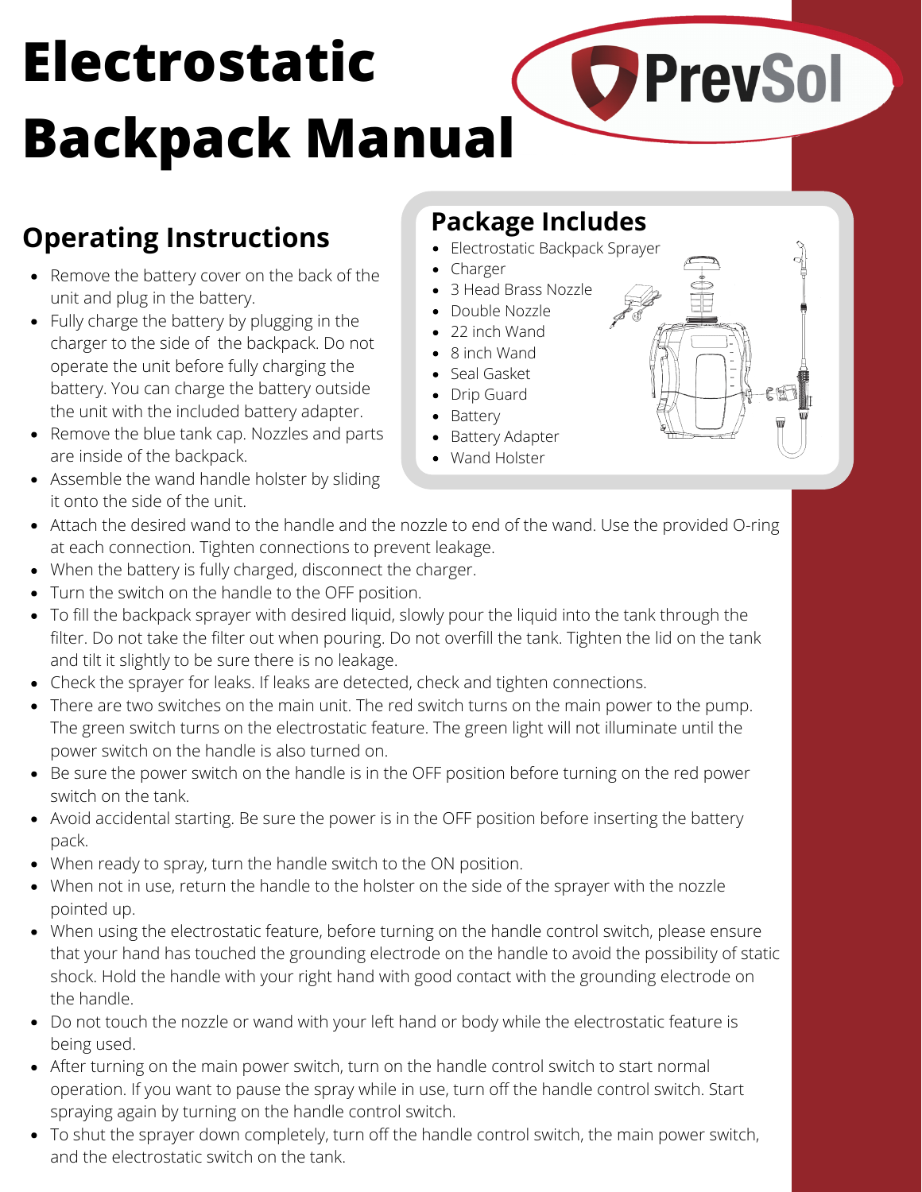# Electrostatic Backpack Manual

PrevSol

## Operating Instructions

- Remove the battery cover on the back of the unit and plug in the battery.
- Fully charge the battery by plugging in the charger to the side of the backpack. Do not operate the unit before fully charging the battery. You can charge the battery outside the unit with the included battery adapter.
- Remove the blue tank cap. Nozzles and parts are inside of the backpack.
- Assemble the wand handle holster by sliding it onto the side of the unit.
- Attach the desired wand to the handle and the nozzle to end of the wand. Use the provided O-ring at each connection. Tighten connections to prevent leakage.
- When the battery is fully charged, disconnect the charger.
- Turn the switch on the handle to the OFF position.
- To fill the backpack sprayer with desired liquid, slowly pour the liquid into the tank through the filter. Do not take the filter out when pouring. Do not overfill the tank. Tighten the lid on the tank and tilt it slightly to be sure there is no leakage.
- Check the sprayer for leaks. If leaks are detected, check and tighten connections.
- There are two switches on the main unit. The red switch turns on the main power to the pump. The green switch turns on the electrostatic feature. The green light will not illuminate until the power switch on the handle is also turned on.
- Be sure the power switch on the handle is in the OFF position before turning on the red power switch on the tank.
- Avoid accidental starting. Be sure the power is in the OFF position before inserting the battery pack.
- When ready to spray, turn the handle switch to the ON position.
- When not in use, return the handle to the holster on the side of the sprayer with the nozzle pointed up.
- When using the electrostatic feature, before turning on the handle control switch, please ensure that your hand has touched the grounding electrode on the handle to avoid the possibility of static shock. Hold the handle with your right hand with good contact with the grounding electrode on the handle.
- Do not touch the nozzle or wand with your left hand or body while the electrostatic feature is being used.
- After turning on the main power switch, turn on the handle control switch to start normal operation. If you want to pause the spray while in use, turn off the handle control switch. Start spraying again by turning on the handle control switch.
- To shut the sprayer down completely, turn off the handle control switch, the main power switch, and the electrostatic switch on the tank.

## Package Includes

- Electrostatic Backpack Sprayer
- Charger
- 3 Head Brass Nozzle
- Double Nozzle
- 22 inch Wand
- 8 inch Wand
- Seal Gasket
- Drip Guard
- Battery
- Battery Adapter
- Wand Holster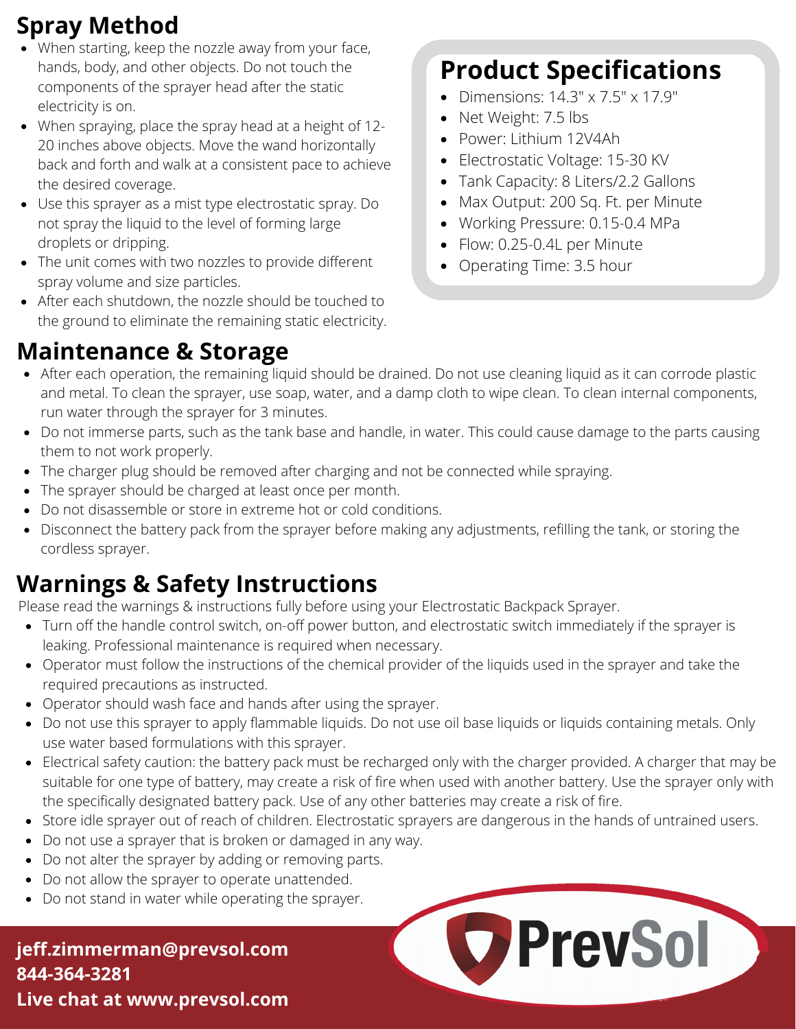## Spray Method

- When starting, keep the nozzle away from your face, hands, body, and other objects. Do not touch the components of the sprayer head after the static electricity is on.
- When spraying, place the spray head at a height of 12-20 inches above objects. Move the wand horizontally back and forth and walk at a consistent pace to achieve the desired coverage.
- Use this sprayer as a mist type electrostatic spray. Do not spray the liquid to the level of forming large droplets or dripping.
- The unit comes with two nozzles to provide different spray volume and size particles.
- After each shutdown, the nozzle should be touched to the ground to eliminate the remaining static electricity.

## Product Specifications

- Dimensions: 14.3" x 7.5" x 17.9"
- Net Weight: 7.5 lbs
- Power: Lithium 12V4Ah
- Electrostatic Voltage: 15-30 KV
- Tank Capacity: 8 Liters/2.2 Gallons
- Max Output: 200 Sq. Ft. per Minute
- Working Pressure: 0.15-0.4 MPa
- Flow: 0.25-0.4L per Minute
- Operating Time: 3.5 hour

## Maintenance & Storage

- After each operation, the remaining liquid should be drained. Do not use cleaning liquid as it can corrode plastic and metal. To clean the sprayer, use soap, water, and a damp cloth to wipe clean. To clean internal components, run water through the sprayer for 3 minutes.
- Do not immerse parts, such as the tank base and handle, in water. This could cause damage to the parts causing them to not work properly.
- The charger plug should be removed after charging and not be connected while spraying.
- The sprayer should be charged at least once per month.
- Do not disassemble or store in extreme hot or cold conditions.
- Disconnect the battery pack from the sprayer before making any adjustments, refilling the tank, or storing the cordless sprayer.

## Warnings & Safety Instructions

Please read the warnings & instructions fully before using your Electrostatic Backpack Sprayer.

- Turn off the handle control switch, on-off power button, and electrostatic switch immediately if the sprayer is leaking. Professional maintenance is required when necessary.
- Operator must follow the instructions of the chemical provider of the liquids used in the sprayer and take the required precautions as instructed.
- Operator should wash face and hands after using the sprayer.
- Do not use this sprayer to apply flammable liquids. Do not use oil base liquids or liquids containing metals. Only use water based formulations with this sprayer.
- Electrical safety caution: the battery pack must be recharged only with the charger provided. A charger that may be suitable for one type of battery, may create a risk of fire when used with another battery. Use the sprayer only with the specifically designated battery pack. Use of any other batteries may create a risk of fire.
- Store idle sprayer out of reach of children. Electrostatic sprayers are dangerous in the hands of untrained users.
- Do not use a sprayer that is broken or damaged in any way.
- Do not alter the sprayer by adding or removing parts.
- Do not allow the sprayer to operate unattended.
- Do not stand in water while operating the sprayer.

**jeff.zimmerman@prevsol.com**
**844-364-3281**
**Live chat at www.prevsol.com**

PrevSol